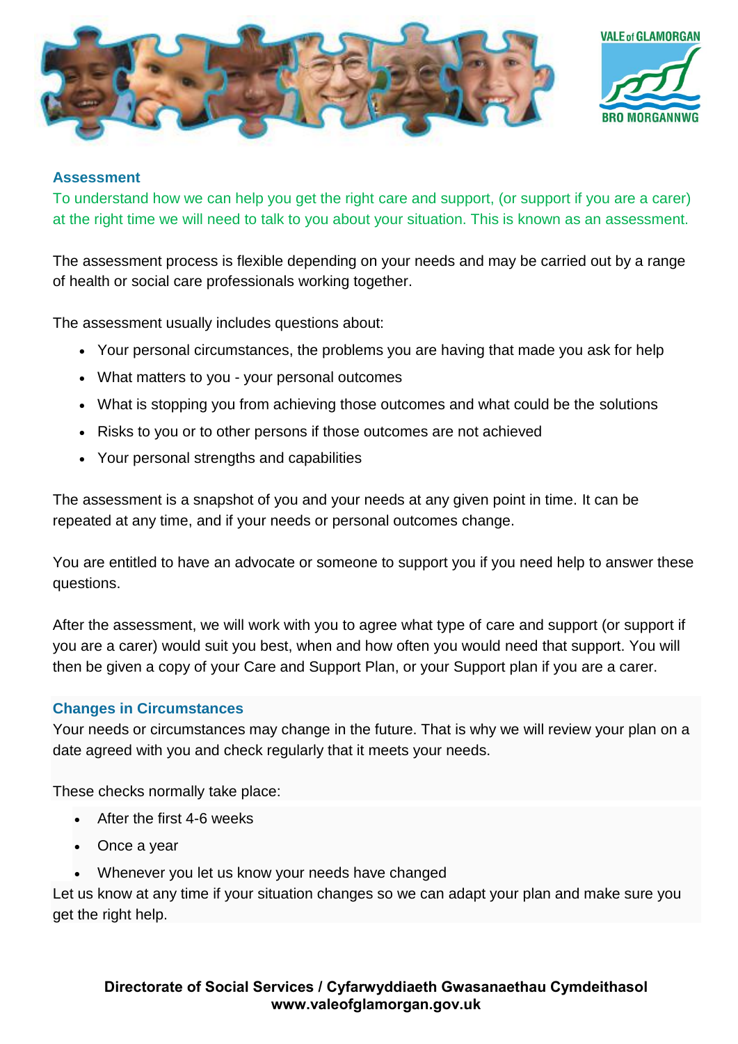## Assessment

To understand how we can help you get the right care and support, (or support if you are a carer) at the right time we will need to talk to you about your situation. This is known as an assessment.

The assessment process is flexible depending on your needs and may be carried out by a range of health or social care professionals working together.

The assessment usually includes questions about:

- Your personal circumstances, the problems you are having that made you ask for help
- What matters to you - your personal outcomes
- What is stopping you from achieving those outcomes and what could be the solutions
- Risks to you or to other persons if those outcomes are not achieved
- Your personal strengths and capabilities

The assessment is a snapshot of you and your needs at any given point in time. It can be repeated at any time, and if your needs or personal outcomes change.

You are entitled to have an advocate or someone to support you if you need help to answer these questions.

After the assessment, we will work with you to agree what type of care and support (or support if you are a carer) would suit you best, when and how often you would need that support. You will then be given a copy of your Care and Support Plan, or your Support plan if you are a carer.

## Changes in Circumstances

Your needs or circumstances may change in the future. That is why we will review your plan on a date agreed with you and check regularly that it meets your needs.

These checks normally take place:

- After the first 4-6 weeks
- Once a year
- Whenever you let us know your needs have changed

Let us know at any time if your situation changes so we can adapt your plan and make sure you get the right help.

**Directorate of Social Services / Cyfarwyddiaeth Gwasanaethau Cymdeithasol**
**www.valeofglamorgan.gov.uk**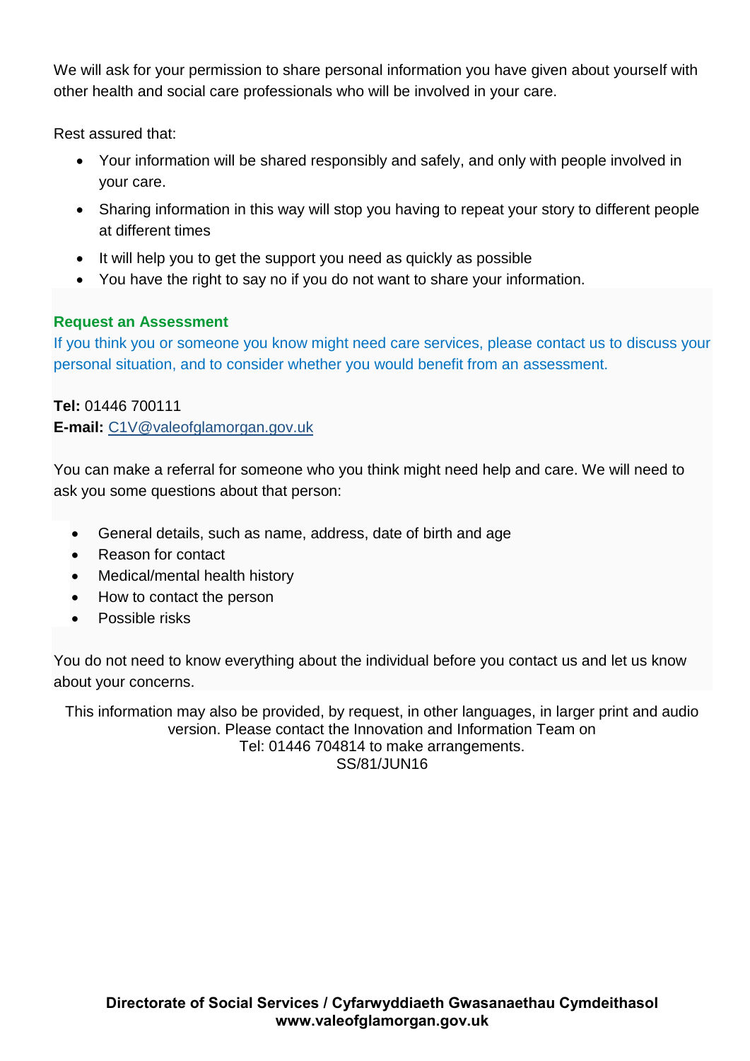We will ask for your permission to share personal information you have given about yourself with other health and social care professionals who will be involved in your care.

Rest assured that:

- Your information will be shared responsibly and safely, and only with people involved in your care.
- Sharing information in this way will stop you having to repeat your story to different people at different times
- It will help you to get the support you need as quickly as possible
- You have the right to say no if you do not want to share your information.

## Request an Assessment

If you think you or someone you know might need care services, please contact us to discuss your personal situation, and to consider whether you would benefit from an assessment.

**Tel:** 01446 700111
**E-mail:** C1V@valeofglamorgan.gov.uk

You can make a referral for someone who you think might need help and care. We will need to ask you some questions about that person:

- General details, such as name, address, date of birth and age
- Reason for contact
- Medical/mental health history
- How to contact the person
- Possible risks

You do not need to know everything about the individual before you contact us and let us know about your concerns.

This information may also be provided, by request, in other languages, in larger print and audio version. Please contact the Innovation and Information Team on
Tel: 01446 704814 to make arrangements.
SS/81/JUN16

**Directorate of Social Services / Cyfarwyddiaeth Gwasanaethau Cymdeithasol**
**www.valeofglamorgan.gov.uk**